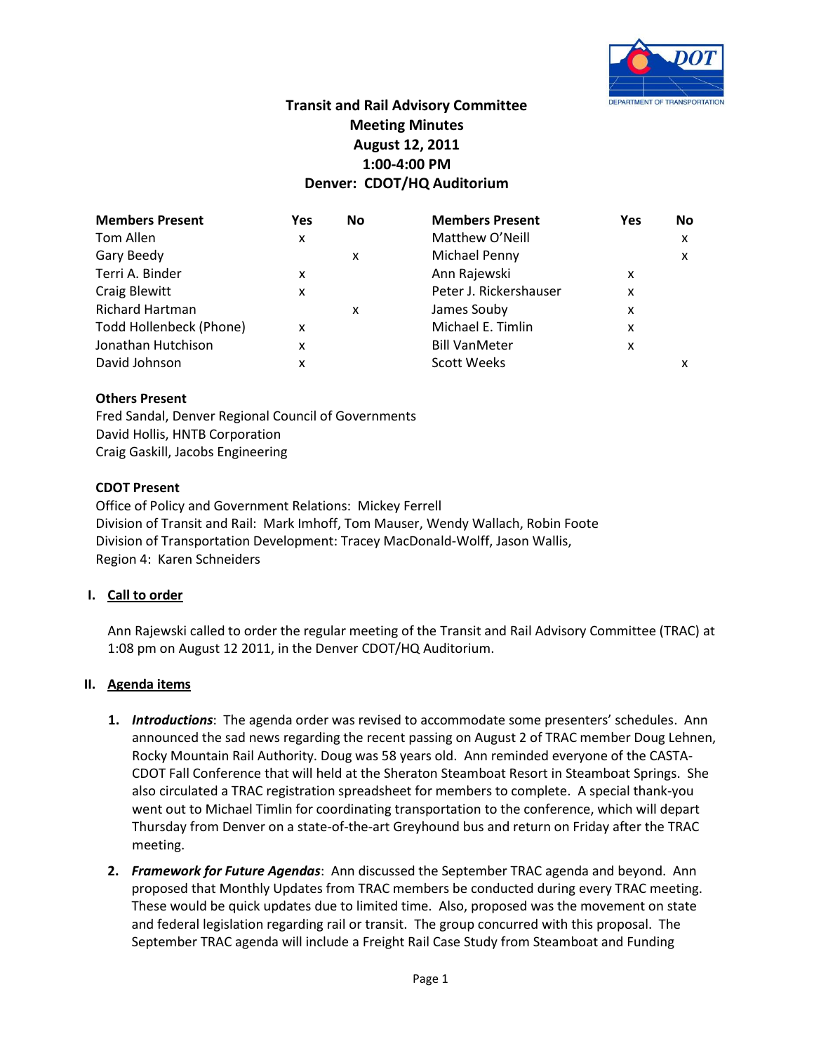# Transit and Rail Advisory Committee
## Meeting Minutes
## August 12, 2011
## 1:00-4:00 PM
## Denver: CDOT/HQ Auditorium

| Members Present | Yes | No | Members Present | Yes | No |
|---|---|---|---|---|---|
| Tom Allen | x | | Matthew O'Neill | | x |
| Gary Beedy | | x | Michael Penny | | x |
| Terri A. Binder | x | | Ann Rajewski | x | |
| Craig Blewitt | x | | Peter J. Rickershauser | x | |
| Richard Hartman | | x | James Souby | x | |
| Todd Hollenbeck (Phone) | x | | Michael E. Timlin | x | |
| Jonathan Hutchison | x | | Bill VanMeter | x | |
| David Johnson | x | | Scott Weeks | | x |

**Others Present**
Fred Sandal, Denver Regional Council of Governments
David Hollis, HNTB Corporation
Craig Gaskill, Jacobs Engineering

**CDOT Present**
Office of Policy and Government Relations: Mickey Ferrell
Division of Transit and Rail: Mark Imhoff, Tom Mauser, Wendy Wallach, Robin Foote
Division of Transportation Development: Tracey MacDonald-Wolff, Jason Wallis,
Region 4: Karen Schneiders

## I. Call to order

Ann Rajewski called to order the regular meeting of the Transit and Rail Advisory Committee (TRAC) at 1:08 pm on August 12 2011, in the Denver CDOT/HQ Auditorium.

## II. Agenda items

1. ***Introductions***: The agenda order was revised to accommodate some presenters' schedules. Ann announced the sad news regarding the recent passing on August 2 of TRAC member Doug Lehnen, Rocky Mountain Rail Authority. Doug was 58 years old. Ann reminded everyone of the CASTA-CDOT Fall Conference that will held at the Sheraton Steamboat Resort in Steamboat Springs. She also circulated a TRAC registration spreadsheet for members to complete. A special thank-you went out to Michael Timlin for coordinating transportation to the conference, which will depart Thursday from Denver on a state-of-the-art Greyhound bus and return on Friday after the TRAC meeting.

2. ***Framework for Future Agendas***: Ann discussed the September TRAC agenda and beyond. Ann proposed that Monthly Updates from TRAC members be conducted during every TRAC meeting. These would be quick updates due to limited time. Also, proposed was the movement on state and federal legislation regarding rail or transit. The group concurred with this proposal. The September TRAC agenda will include a Freight Rail Case Study from Steamboat and Funding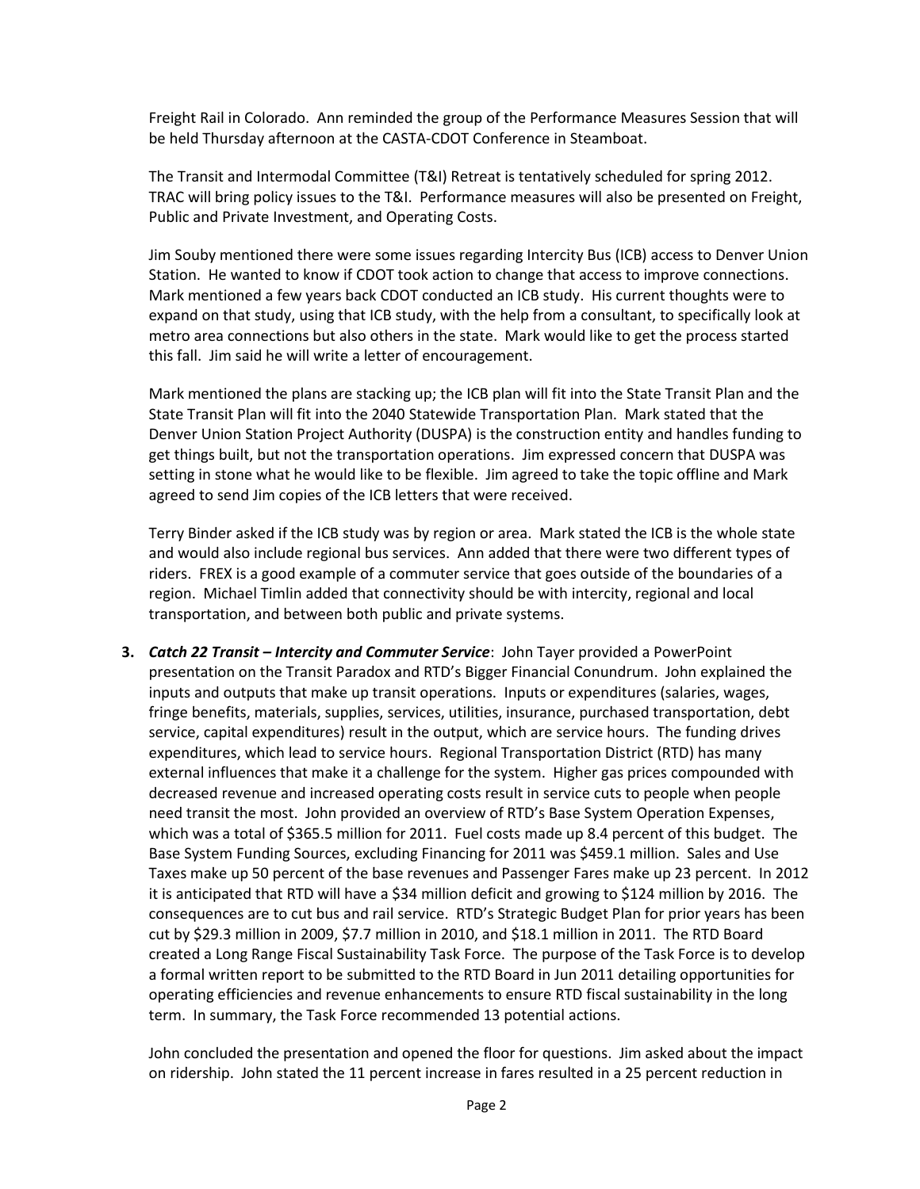Freight Rail in Colorado. Ann reminded the group of the Performance Measures Session that will be held Thursday afternoon at the CASTA-CDOT Conference in Steamboat.

The Transit and Intermodal Committee (T&I) Retreat is tentatively scheduled for spring 2012. TRAC will bring policy issues to the T&I. Performance measures will also be presented on Freight, Public and Private Investment, and Operating Costs.

Jim Souby mentioned there were some issues regarding Intercity Bus (ICB) access to Denver Union Station. He wanted to know if CDOT took action to change that access to improve connections. Mark mentioned a few years back CDOT conducted an ICB study. His current thoughts were to expand on that study, using that ICB study, with the help from a consultant, to specifically look at metro area connections but also others in the state. Mark would like to get the process started this fall. Jim said he will write a letter of encouragement.

Mark mentioned the plans are stacking up; the ICB plan will fit into the State Transit Plan and the State Transit Plan will fit into the 2040 Statewide Transportation Plan. Mark stated that the Denver Union Station Project Authority (DUSPA) is the construction entity and handles funding to get things built, but not the transportation operations. Jim expressed concern that DUSPA was setting in stone what he would like to be flexible. Jim agreed to take the topic offline and Mark agreed to send Jim copies of the ICB letters that were received.

Terry Binder asked if the ICB study was by region or area. Mark stated the ICB is the whole state and would also include regional bus services. Ann added that there were two different types of riders. FREX is a good example of a commuter service that goes outside of the boundaries of a region. Michael Timlin added that connectivity should be with intercity, regional and local transportation, and between both public and private systems.

3. ***Catch 22 Transit – Intercity and Commuter Service***: John Tayer provided a PowerPoint presentation on the Transit Paradox and RTD's Bigger Financial Conundrum. John explained the inputs and outputs that make up transit operations. Inputs or expenditures (salaries, wages, fringe benefits, materials, supplies, services, utilities, insurance, purchased transportation, debt service, capital expenditures) result in the output, which are service hours. The funding drives expenditures, which lead to service hours. Regional Transportation District (RTD) has many external influences that make it a challenge for the system. Higher gas prices compounded with decreased revenue and increased operating costs result in service cuts to people when people need transit the most. John provided an overview of RTD's Base System Operation Expenses, which was a total of $365.5 million for 2011. Fuel costs made up 8.4 percent of this budget. The Base System Funding Sources, excluding Financing for 2011 was $459.1 million. Sales and Use Taxes make up 50 percent of the base revenues and Passenger Fares make up 23 percent. In 2012 it is anticipated that RTD will have a $34 million deficit and growing to $124 million by 2016. The consequences are to cut bus and rail service. RTD's Strategic Budget Plan for prior years has been cut by $29.3 million in 2009, $7.7 million in 2010, and $18.1 million in 2011. The RTD Board created a Long Range Fiscal Sustainability Task Force. The purpose of the Task Force is to develop a formal written report to be submitted to the RTD Board in Jun 2011 detailing opportunities for operating efficiencies and revenue enhancements to ensure RTD fiscal sustainability in the long term. In summary, the Task Force recommended 13 potential actions.

   John concluded the presentation and opened the floor for questions. Jim asked about the impact on ridership. John stated the 11 percent increase in fares resulted in a 25 percent reduction in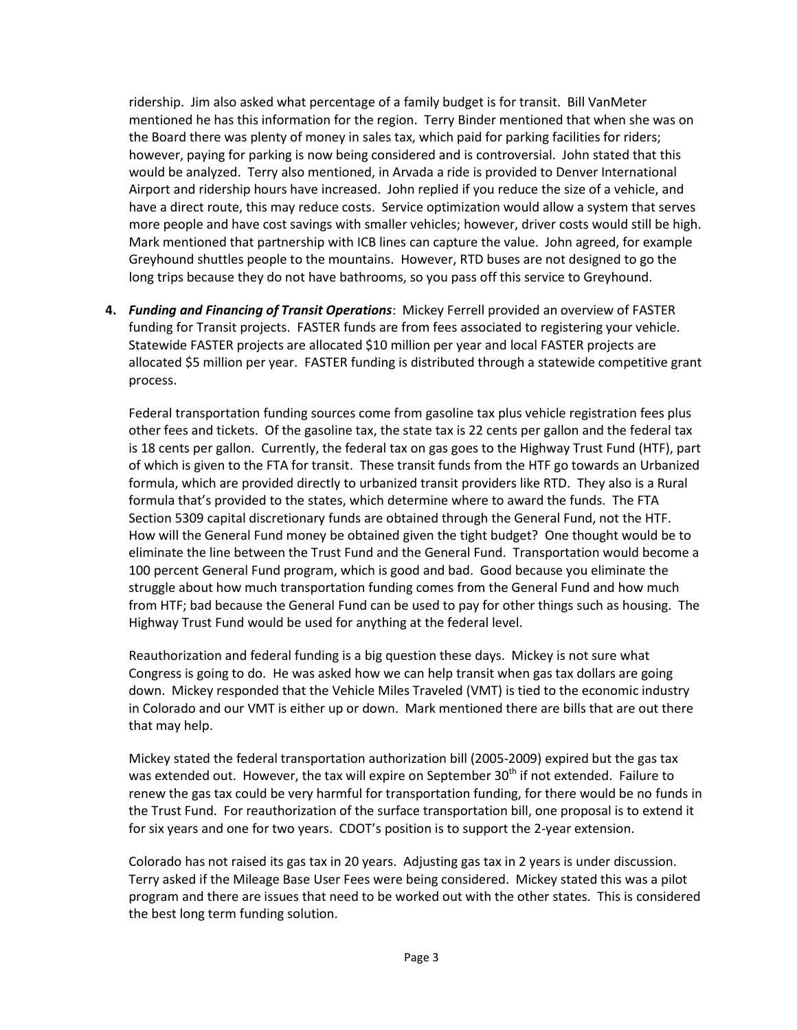ridership. Jim also asked what percentage of a family budget is for transit. Bill VanMeter mentioned he has this information for the region. Terry Binder mentioned that when she was on the Board there was plenty of money in sales tax, which paid for parking facilities for riders; however, paying for parking is now being considered and is controversial. John stated that this would be analyzed. Terry also mentioned, in Arvada a ride is provided to Denver International Airport and ridership hours have increased. John replied if you reduce the size of a vehicle, and have a direct route, this may reduce costs. Service optimization would allow a system that serves more people and have cost savings with smaller vehicles; however, driver costs would still be high. Mark mentioned that partnership with ICB lines can capture the value. John agreed, for example Greyhound shuttles people to the mountains. However, RTD buses are not designed to go the long trips because they do not have bathrooms, so you pass off this service to Greyhound.

4. ***Funding and Financing of Transit Operations***: Mickey Ferrell provided an overview of FASTER funding for Transit projects. FASTER funds are from fees associated to registering your vehicle. Statewide FASTER projects are allocated \$10 million per year and local FASTER projects are allocated \$5 million per year. FASTER funding is distributed through a statewide competitive grant process.

   Federal transportation funding sources come from gasoline tax plus vehicle registration fees plus other fees and tickets. Of the gasoline tax, the state tax is 22 cents per gallon and the federal tax is 18 cents per gallon. Currently, the federal tax on gas goes to the Highway Trust Fund (HTF), part of which is given to the FTA for transit. These transit funds from the HTF go towards an Urbanized formula, which are provided directly to urbanized transit providers like RTD. They also is a Rural formula that's provided to the states, which determine where to award the funds. The FTA Section 5309 capital discretionary funds are obtained through the General Fund, not the HTF. How will the General Fund money be obtained given the tight budget? One thought would be to eliminate the line between the Trust Fund and the General Fund. Transportation would become a 100 percent General Fund program, which is good and bad. Good because you eliminate the struggle about how much transportation funding comes from the General Fund and how much from HTF; bad because the General Fund can be used to pay for other things such as housing. The Highway Trust Fund would be used for anything at the federal level.

   Reauthorization and federal funding is a big question these days. Mickey is not sure what Congress is going to do. He was asked how we can help transit when gas tax dollars are going down. Mickey responded that the Vehicle Miles Traveled (VMT) is tied to the economic industry in Colorado and our VMT is either up or down. Mark mentioned there are bills that are out there that may help.

   Mickey stated the federal transportation authorization bill (2005-2009) expired but the gas tax was extended out. However, the tax will expire on September 30th if not extended. Failure to renew the gas tax could be very harmful for transportation funding, for there would be no funds in the Trust Fund. For reauthorization of the surface transportation bill, one proposal is to extend it for six years and one for two years. CDOT's position is to support the 2-year extension.

   Colorado has not raised its gas tax in 20 years. Adjusting gas tax in 2 years is under discussion. Terry asked if the Mileage Base User Fees were being considered. Mickey stated this was a pilot program and there are issues that need to be worked out with the other states. This is considered the best long term funding solution.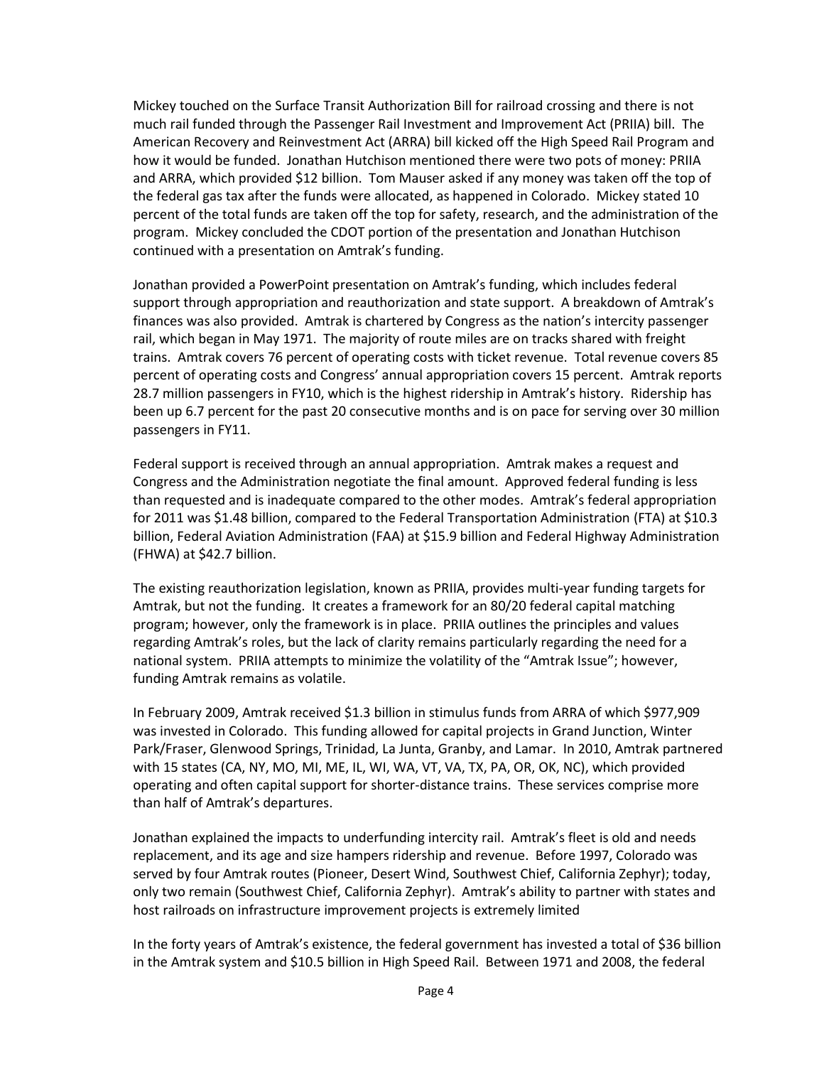Mickey touched on the Surface Transit Authorization Bill for railroad crossing and there is not much rail funded through the Passenger Rail Investment and Improvement Act (PRIIA) bill. The American Recovery and Reinvestment Act (ARRA) bill kicked off the High Speed Rail Program and how it would be funded. Jonathan Hutchison mentioned there were two pots of money: PRIIA and ARRA, which provided $12 billion. Tom Mauser asked if any money was taken off the top of the federal gas tax after the funds were allocated, as happened in Colorado. Mickey stated 10 percent of the total funds are taken off the top for safety, research, and the administration of the program. Mickey concluded the CDOT portion of the presentation and Jonathan Hutchison continued with a presentation on Amtrak's funding.

Jonathan provided a PowerPoint presentation on Amtrak's funding, which includes federal support through appropriation and reauthorization and state support. A breakdown of Amtrak's finances was also provided. Amtrak is chartered by Congress as the nation's intercity passenger rail, which began in May 1971. The majority of route miles are on tracks shared with freight trains. Amtrak covers 76 percent of operating costs with ticket revenue. Total revenue covers 85 percent of operating costs and Congress' annual appropriation covers 15 percent. Amtrak reports 28.7 million passengers in FY10, which is the highest ridership in Amtrak's history. Ridership has been up 6.7 percent for the past 20 consecutive months and is on pace for serving over 30 million passengers in FY11.

Federal support is received through an annual appropriation. Amtrak makes a request and Congress and the Administration negotiate the final amount. Approved federal funding is less than requested and is inadequate compared to the other modes. Amtrak's federal appropriation for 2011 was $1.48 billion, compared to the Federal Transportation Administration (FTA) at $10.3 billion, Federal Aviation Administration (FAA) at $15.9 billion and Federal Highway Administration (FHWA) at $42.7 billion.

The existing reauthorization legislation, known as PRIIA, provides multi-year funding targets for Amtrak, but not the funding. It creates a framework for an 80/20 federal capital matching program; however, only the framework is in place. PRIIA outlines the principles and values regarding Amtrak's roles, but the lack of clarity remains particularly regarding the need for a national system. PRIIA attempts to minimize the volatility of the "Amtrak Issue"; however, funding Amtrak remains as volatile.

In February 2009, Amtrak received $1.3 billion in stimulus funds from ARRA of which $977,909 was invested in Colorado. This funding allowed for capital projects in Grand Junction, Winter Park/Fraser, Glenwood Springs, Trinidad, La Junta, Granby, and Lamar. In 2010, Amtrak partnered with 15 states (CA, NY, MO, MI, ME, IL, WI, WA, VT, VA, TX, PA, OR, OK, NC), which provided operating and often capital support for shorter-distance trains. These services comprise more than half of Amtrak's departures.

Jonathan explained the impacts to underfunding intercity rail. Amtrak's fleet is old and needs replacement, and its age and size hampers ridership and revenue. Before 1997, Colorado was served by four Amtrak routes (Pioneer, Desert Wind, Southwest Chief, California Zephyr); today, only two remain (Southwest Chief, California Zephyr). Amtrak's ability to partner with states and host railroads on infrastructure improvement projects is extremely limited

In the forty years of Amtrak's existence, the federal government has invested a total of $36 billion in the Amtrak system and $10.5 billion in High Speed Rail. Between 1971 and 2008, the federal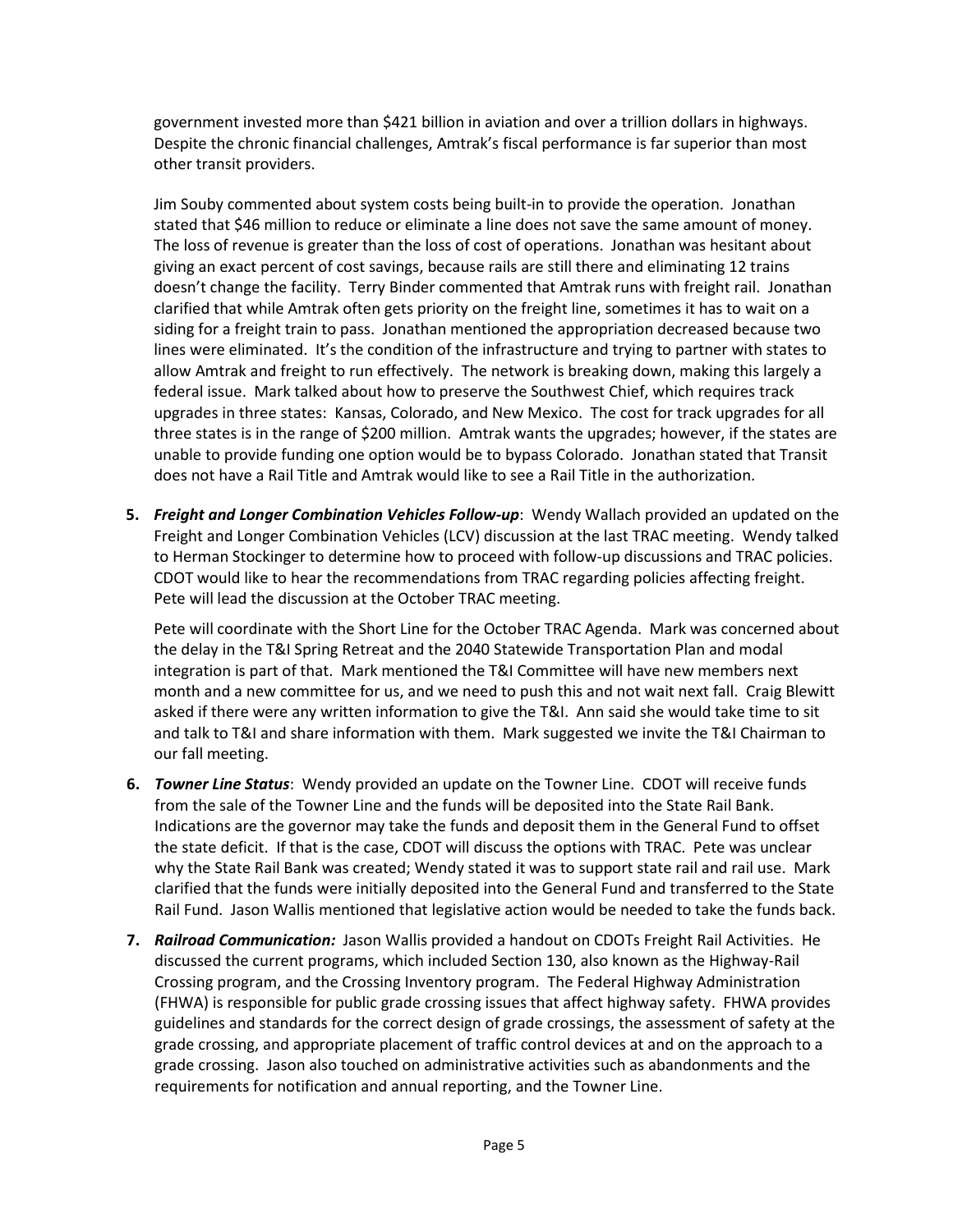government invested more than $421 billion in aviation and over a trillion dollars in highways. Despite the chronic financial challenges, Amtrak's fiscal performance is far superior than most other transit providers.

Jim Souby commented about system costs being built-in to provide the operation. Jonathan stated that $46 million to reduce or eliminate a line does not save the same amount of money. The loss of revenue is greater than the loss of cost of operations. Jonathan was hesitant about giving an exact percent of cost savings, because rails are still there and eliminating 12 trains doesn't change the facility. Terry Binder commented that Amtrak runs with freight rail. Jonathan clarified that while Amtrak often gets priority on the freight line, sometimes it has to wait on a siding for a freight train to pass. Jonathan mentioned the appropriation decreased because two lines were eliminated. It's the condition of the infrastructure and trying to partner with states to allow Amtrak and freight to run effectively. The network is breaking down, making this largely a federal issue. Mark talked about how to preserve the Southwest Chief, which requires track upgrades in three states: Kansas, Colorado, and New Mexico. The cost for track upgrades for all three states is in the range of $200 million. Amtrak wants the upgrades; however, if the states are unable to provide funding one option would be to bypass Colorado. Jonathan stated that Transit does not have a Rail Title and Amtrak would like to see a Rail Title in the authorization.

5. ***Freight and Longer Combination Vehicles Follow-up***: Wendy Wallach provided an updated on the Freight and Longer Combination Vehicles (LCV) discussion at the last TRAC meeting. Wendy talked to Herman Stockinger to determine how to proceed with follow-up discussions and TRAC policies. CDOT would like to hear the recommendations from TRAC regarding policies affecting freight. Pete will lead the discussion at the October TRAC meeting.

   Pete will coordinate with the Short Line for the October TRAC Agenda. Mark was concerned about the delay in the T&I Spring Retreat and the 2040 Statewide Transportation Plan and modal integration is part of that. Mark mentioned the T&I Committee will have new members next month and a new committee for us, and we need to push this and not wait next fall. Craig Blewitt asked if there were any written information to give the T&I. Ann said she would take time to sit and talk to T&I and share information with them. Mark suggested we invite the T&I Chairman to our fall meeting.

6. ***Towner Line Status***: Wendy provided an update on the Towner Line. CDOT will receive funds from the sale of the Towner Line and the funds will be deposited into the State Rail Bank. Indications are the governor may take the funds and deposit them in the General Fund to offset the state deficit. If that is the case, CDOT will discuss the options with TRAC. Pete was unclear why the State Rail Bank was created; Wendy stated it was to support state rail and rail use. Mark clarified that the funds were initially deposited into the General Fund and transferred to the State Rail Fund. Jason Wallis mentioned that legislative action would be needed to take the funds back.

7. ***Railroad Communication:*** Jason Wallis provided a handout on CDOTs Freight Rail Activities. He discussed the current programs, which included Section 130, also known as the Highway-Rail Crossing program, and the Crossing Inventory program. The Federal Highway Administration (FHWA) is responsible for public grade crossing issues that affect highway safety. FHWA provides guidelines and standards for the correct design of grade crossings, the assessment of safety at the grade crossing, and appropriate placement of traffic control devices at and on the approach to a grade crossing. Jason also touched on administrative activities such as abandonments and the requirements for notification and annual reporting, and the Towner Line.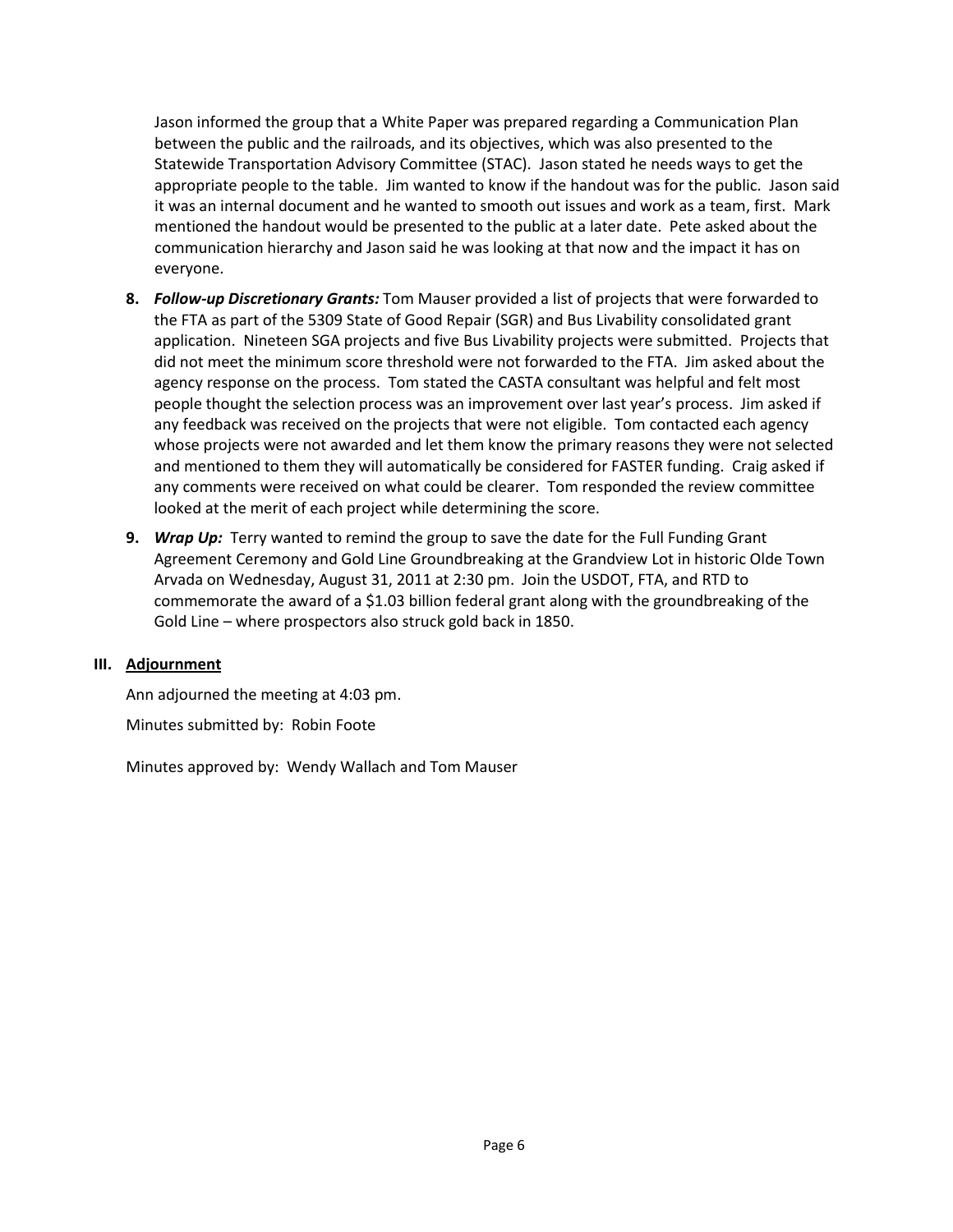Jason informed the group that a White Paper was prepared regarding a Communication Plan between the public and the railroads, and its objectives, which was also presented to the Statewide Transportation Advisory Committee (STAC). Jason stated he needs ways to get the appropriate people to the table. Jim wanted to know if the handout was for the public. Jason said it was an internal document and he wanted to smooth out issues and work as a team, first. Mark mentioned the handout would be presented to the public at a later date. Pete asked about the communication hierarchy and Jason said he was looking at that now and the impact it has on everyone.

8. ***Follow-up Discretionary Grants:*** Tom Mauser provided a list of projects that were forwarded to the FTA as part of the 5309 State of Good Repair (SGR) and Bus Livability consolidated grant application. Nineteen SGA projects and five Bus Livability projects were submitted. Projects that did not meet the minimum score threshold were not forwarded to the FTA. Jim asked about the agency response on the process. Tom stated the CASTA consultant was helpful and felt most people thought the selection process was an improvement over last year's process. Jim asked if any feedback was received on the projects that were not eligible. Tom contacted each agency whose projects were not awarded and let them know the primary reasons they were not selected and mentioned to them they will automatically be considered for FASTER funding. Craig asked if any comments were received on what could be clearer. Tom responded the review committee looked at the merit of each project while determining the score.

9. ***Wrap Up:*** Terry wanted to remind the group to save the date for the Full Funding Grant Agreement Ceremony and Gold Line Groundbreaking at the Grandview Lot in historic Olde Town Arvada on Wednesday, August 31, 2011 at 2:30 pm. Join the USDOT, FTA, and RTD to commemorate the award of a $1.03 billion federal grant along with the groundbreaking of the Gold Line – where prospectors also struck gold back in 1850.

## III. Adjournment

Ann adjourned the meeting at 4:03 pm.

Minutes submitted by: Robin Foote

Minutes approved by: Wendy Wallach and Tom Mauser